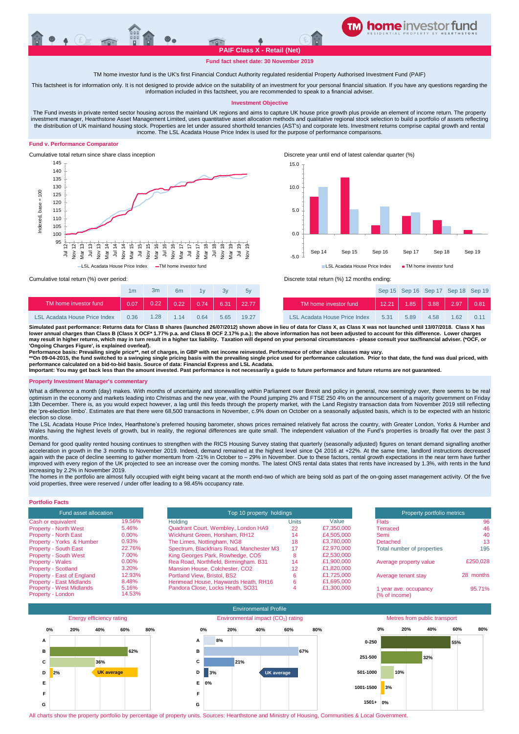# PAIF Class X - Retail (Net)

**Fund fact sheet date: 30 November 2019**

TM home investor fund is the UK's first Financial Conduct Authority regulated residential Property Authorised Investment Fund (PAIF)

This factsheet is for information only. It is not designed to provide advice on the suitability of an investment for your personal financial situation. If you have any questions regarding the information included in this factsheet, you are recommended to speak to a financial adviser.

## Investment Objective

The Fund invests in private rented sector housing across the mainland UK regions and aims to capture UK house price growth plus provide an element of income return. The property investment manager, Hearthstone Asset Management Limited, uses quantitative asset allocation methods and qualitative regional stock selection to build a portfolio of assets reflecting the distribution of UK mainland housing stock. Properties are let under assured shorthold tenancies (AST's) and corporate lets. Investment returns comprise capital growth and rental income. The LSL Acadata House Price Index is used for the purpose of performance comparisons.

## Fund v. Performance Comparator

Cumulative total return since share class inception

Discrete year until end of latest calendar quarter (%)

Cumulative total return (%) over period:

| | 1m | 3m | 6m | 1y | 3y | 5y |
|---|---|---|---|---|---|---|
| TM home investor fund | 0.07 | 0.22 | 0.22 | 0.74 | 6.31 | 22.77 |
| LSL Acadata House Price Index | 0.36 | 1.28 | 1.14 | 0.64 | 5.65 | 19.27 |

Discrete total return (%) 12 months ending:

| | Sep 15 | Sep 16 | Sep 17 | Sep 18 | Sep 19 |
|---|---|---|---|---|---|
| TM home investor fund | 12.21 | 1.85 | 3.88 | 2.97 | 0.81 |
| LSL Acadata House Price Index | 5.31 | 5.89 | 4.58 | 1.62 | 0.11 |

**Simulated past performance: Returns data for Class B shares (launched 26/07/2012) shown above in lieu of data for Class X, as Class X was not launched until 13/07/2018. Class X has lower annual charges than Class B (Class X OCF* 1.77% p.a. and Class B OCF 2.17% p.a.); the above information has not been adjusted to account for this difference. Lower charges may result in higher returns, which may in turn result in a higher tax liability. Taxation will depend on your personal circumstances - please consult your tax/financial adviser. (*OCF, or 'Ongoing Charges Figure', is explained overleaf).**

**Performance basis: Prevailing single price**, net of charges, in GBP with net income reinvested. Performance of other share classes may vary.**

****On 09-04-2015, the fund switched to a swinging single pricing basis with the prevailing single price used for performance calculation. Prior to that date, the fund was dual priced, with performance calculated on a bid-to-bid basis. Source of data: Financial Express and LSL Acadata.**

**Important: You may get back less than the amount invested. Past performance is not necessarily a guide to future performance and future returns are not guaranteed.**

## Property Investment Manager's commentary

What a difference a month (day) makes. With months of uncertainty and stonewalling within Parliament over Brexit and policy in general, now seemingly over, there seems to be real optimism in the economy and markets leading into Christmas and the new year, with the Pound jumping 2% and FTSE 250 4% on the announcement of a majority government on Friday 13th December. There is, as you would expect however, a lag until this feeds through the property market, with the Land Registry transaction data from November 2019 still reflecting the 'pre-election limbo'. Estimates are that there were 68,500 transactions in November, c.9% down on October on a seasonally adjusted basis, which is to be expected with an historic election so close.

The LSL Acadata House Price Index, Hearthstone's preferred housing barometer, shows prices remained relatively flat across the country, with Greater London, Yorks & Humber and Wales having the highest levels of growth, but in reality, the regional differences are quite small. The independent valuation of the Fund's properties is broadly flat over the past 3 months.

Demand for good quality rented housing continues to strengthen with the RICS Housing Survey stating that quarterly (seasonally adjusted) figures on tenant demand signalling another acceleration in growth in the 3 months to November 2019. Indeed, demand remained at the highest level since Q4 2016 at +22%. At the same time, landlord instructions decreased again with the pace of decline seeming to gather momentum from -21% in October to – 29% in November. Due to these factors, rental growth expectations in the near term have further improved with every region of the UK projected to see an increase over the coming months. The latest ONS rental data states that rents have increased by 1.3%, with rents in the fund increasing by 2.2% in November 2019.

The homes in the portfolio are almost fully occupied with eight being vacant at the month end-two of which are being sold as part of the on-going asset management activity. Of the five void properties, three were reserved / under offer leading to a 98.45% occupancy rate.

## Portfolio Facts

| Fund asset allocation | |
|---|---|
| Cash or equivalent | 19.56% |
| Property - North West | 5.46% |
| Property - North East | 0.00% |
| Property - Yorks & Humber | 0.93% |
| Property - South East | 22.76% |
| Property - South West | 7.00% |
| Property - Wales | 0.00% |
| Property - Scotland | 3.20% |
| Property - East of England | 12.93% |
| Property - East Midlands | 8.48% |
| Property - West Midlands | 5.16% |
| Property - London | 14.53% |

| Top 10 property holdings | | |
|---|---|---|
| Holding | Units | Value |
| Quadrant Court, Wembley, London HA9 | 22 | £7,350,000 |
| Wickhurst Green, Horsham, RH12 | 14 | £4,505,000 |
| The Limes, Nottingham, NG8 | 18 | £3,780,000 |
| Spectrum, Blackfriars Road, Manchester M3 | 17 | £2,970,000 |
| King Georges Park, Rowhedge, CO5 | 8 | £2,530,000 |
| Rea Road, Northfield, Birmingham. B31 | 14 | £1,900,000 |
| Mansion House, Colchester, CO2 | 12 | £1,820,000 |
| Portland View, Bristol, BS2 | 6 | £1,725,000 |
| Henmead House, Haywards Heath, RH16 | 6 | £1,695,000 |
| Pandora Close, Locks Heath, SO31 | 4 | £1,300,000 |

| Property portfolio metrics | |
|---|---|
| Flats | 96 |
| Terraced | 46 |
| Semi | 40 |
| Detached | 13 |
| Total number of properties | 195 |
| Average property value | £250,028 |
| Average tenant stay | 28 months |
| 1 year ave. occupancy (% of income) | 95.71% |

## Environmental Profile

| Energy efficiency rating | % |
|---|---|
| A | |
| B | 62% |
| C | 36% |
| D | 2% (UK average) |
| E | |
| F | |
| G | |

| Environmental impact ($CO_2$) rating | % |
|---|---|
| A | 8% |
| B | 67% |
| C | 21% |
| D | 3% (UK average) |
| E | 0% |
| F | |
| G | |

| Metres from public transport | % |
|---|---|
| 0-250 | 55% |
| 251-500 | 32% |
| 501-1000 | 10% |
| 1001-1500 | 3% |
| 1501+ | 0% |

All charts show the property portfolio by percentage of property units. Sources: Hearthstone and Ministry of Housing, Communities & Local Government.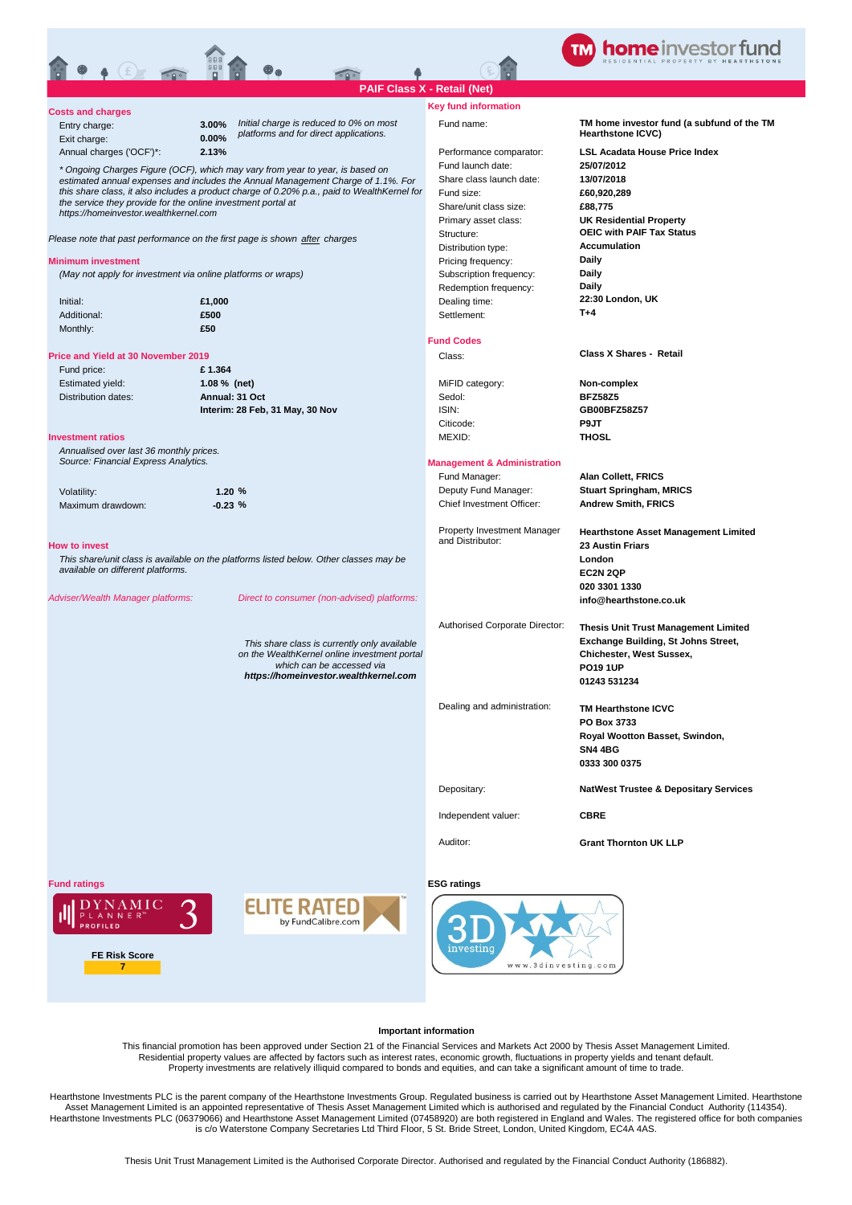## PAIF Class X - Retail (Net)

### Costs and charges

| | | |
|---|---|---|
| Entry charge: | 3.00% | *Initial charge is reduced to 0% on most platforms and for direct applications.* |
| Exit charge: | 0.00% | |
| Annual charges ('OCF')*: | 2.13% | |

*\* Ongoing Charges Figure (OCF), which may vary from year to year, is based on estimated annual expenses and includes the Annual Management Charge of 1.1%. For this share class, it also includes a product charge of 0.20% p.a., paid to WealthKernel for the service they provide for the online investment portal at https://homeinvestor.wealthkernel.com*

*Please note that past performance on the first page is shown after charges*

### Minimum investment

*(May not apply for investment via online platforms or wraps)*

| | |
|---|---|
| Initial: | £1,000 |
| Additional: | £500 |
| Monthly: | £50 |

### Price and Yield at 30 November 2019

| | |
|---|---|
| Fund price: | £ 1.364 |
| Estimated yield: | 1.08 % (net) |
| Distribution dates: | Annual: 31 Oct |
| | Interim: 28 Feb, 31 May, 30 Nov |

### Investment ratios

*Annualised over last 36 monthly prices.*
*Source: Financial Express Analytics.*

| | |
|---|---|
| Volatility: | 1.20 % |
| Maximum drawdown: | -0.23 % |

### How to invest

*This share/unit class is available on the platforms listed below. Other classes may be available on different platforms.*

*Adviser/Wealth Manager platforms:*

*Direct to consumer (non-advised) platforms:*

*This share class is currently only available on the WealthKernel online investment portal which can be accessed via* ***https://homeinvestor.wealthkernel.com***

### Key fund information

| | |
|---|---|
| Fund name: | TM home investor fund (a subfund of the TM Hearthstone ICVC) |
| Performance comparator: | LSL Acadata House Price Index |
| Fund launch date: | 25/07/2012 |
| Share class launch date: | 13/07/2018 |
| Fund size: | £60,920,289 |
| Share/unit class size: | £88,775 |
| Primary asset class: | UK Residential Property |
| Structure: | OEIC with PAIF Tax Status |
| Distribution type: | Accumulation |
| Pricing frequency: | Daily |
| Subscription frequency: | Daily |
| Redemption frequency: | Daily |
| Dealing time: | 22:30 London, UK |
| Settlement: | T+4 |

### Fund Codes

| | |
|---|---|
| Class: | Class X Shares - Retail |
| MiFID category: | Non-complex |
| Sedol: | BFZ58Z5 |
| ISIN: | GB00BFZ58Z57 |
| Citicode: | P9JT |
| MEXID: | THOSL |

### Management & Administration

| | |
|---|---|
| Fund Manager: | Alan Collett, FRICS |
| Deputy Fund Manager: | Stuart Springham, MRICS |
| Chief Investment Officer: | Andrew Smith, FRICS |
| Property Investment Manager and Distributor: | Hearthstone Asset Management Limited, 23 Austin Friars, London, EC2N 2QP, 020 3301 1330, info@hearthstone.co.uk |
| Authorised Corporate Director: | Thesis Unit Trust Management Limited, Exchange Building, St Johns Street, Chichester, West Sussex, PO19 1UP, 01243 531234 |
| Dealing and administration: | TM Hearthstone ICVC, PO Box 3733, Royal Wootton Basset, Swindon, SN4 4BG, 0333 300 0375 |
| Depositary: | NatWest Trustee & Depositary Services |
| Independent valuer: | CBRE |
| Auditor: | Grant Thornton UK LLP |

### Fund ratings

DYNAMIC PLANNER PROFILED 3

ELITE RATED by FundCalibre.com

FE Risk Score
7

### ESG ratings

3D investing
www.3dinvesting.com

### Important information

This financial promotion has been approved under Section 21 of the Financial Services and Markets Act 2000 by Thesis Asset Management Limited.
Residential property values are affected by factors such as interest rates, economic growth, fluctuations in property yields and tenant default.
Property investments are relatively illiquid compared to bonds and equities, and can take a significant amount of time to trade.

Hearthstone Investments PLC is the parent company of the Hearthstone Investments Group. Regulated business is carried out by Hearthstone Asset Management Limited. Hearthstone Asset Management Limited is an appointed representative of Thesis Asset Management Limited which is authorised and regulated by the Financial Conduct Authority (114354).
Hearthstone Investments PLC (06379066) and Hearthstone Asset Management Limited (07458920) are both registered in England and Wales. The registered office for both companies is c/o Waterstone Company Secretaries Ltd Third Floor, 5 St. Bride Street, London, United Kingdom, EC4A 4AS.

Thesis Unit Trust Management Limited is the Authorised Corporate Director. Authorised and regulated by the Financial Conduct Authority (186882).